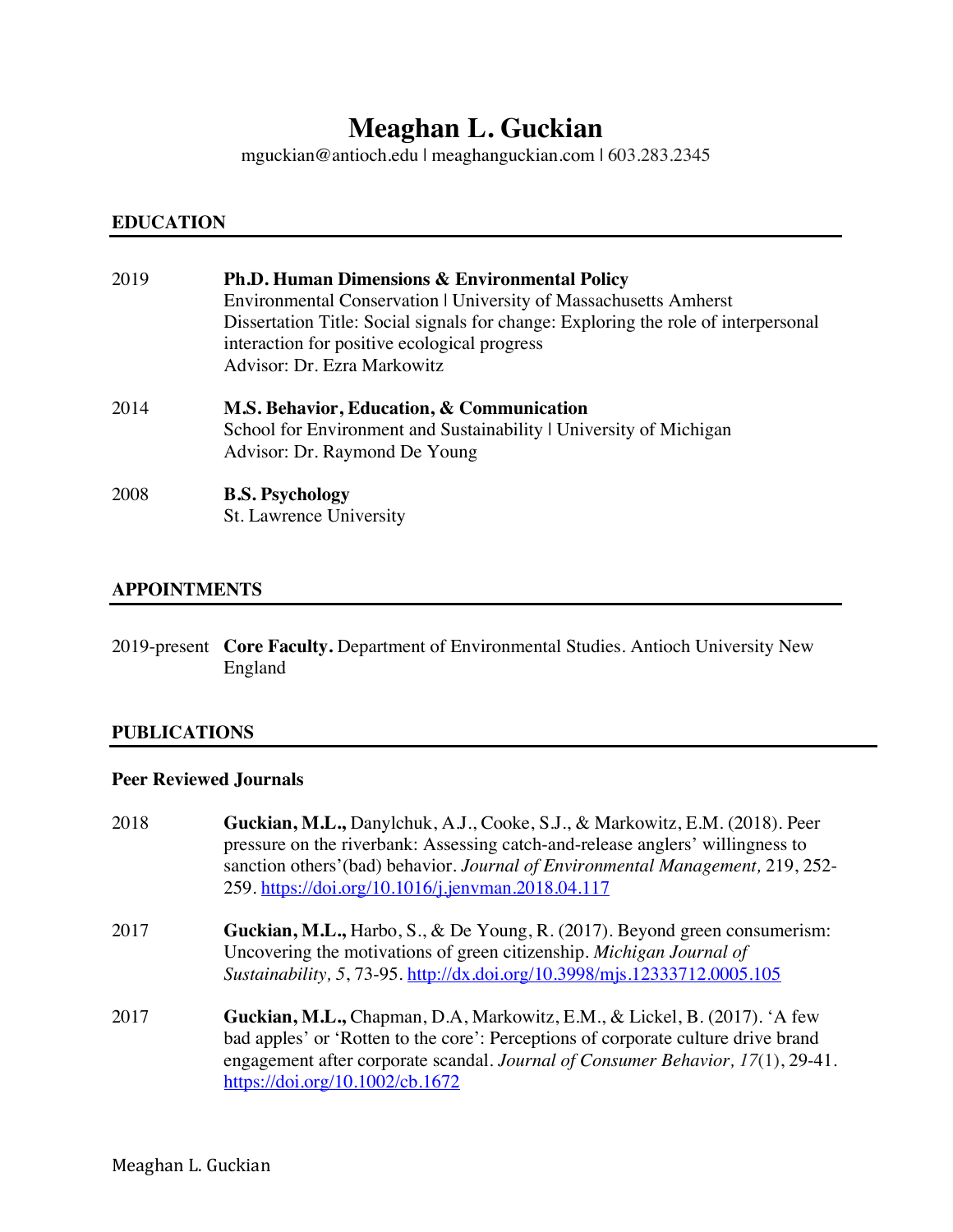# Meaghan L. Guckian

mguckian@antioch.edu | meaghanguckian.com | 603.283.2345

## EDUCATION

2019 **Ph.D. Human Dimensions & Environmental Policy**
Environmental Conservation | University of Massachusetts Amherst
Dissertation Title: Social signals for change: Exploring the role of interpersonal interaction for positive ecological progress
Advisor: Dr. Ezra Markowitz

2014 **M.S. Behavior, Education, & Communication**
School for Environment and Sustainability | University of Michigan
Advisor: Dr. Raymond De Young

2008 **B.S. Psychology**
St. Lawrence University

## APPOINTMENTS

2019-present **Core Faculty.** Department of Environmental Studies. Antioch University New England

## PUBLICATIONS

### Peer Reviewed Journals

2018 **Guckian, M.L.,** Danylchuk, A.J., Cooke, S.J., & Markowitz, E.M. (2018). Peer pressure on the riverbank: Assessing catch-and-release anglers' willingness to sanction others'(bad) behavior. *Journal of Environmental Management,* 219, 252-259. https://doi.org/10.1016/j.jenvman.2018.04.117

2017 **Guckian, M.L.,** Harbo, S., & De Young, R. (2017). Beyond green consumerism: Uncovering the motivations of green citizenship. *Michigan Journal of Sustainability, 5*, 73-95. http://dx.doi.org/10.3998/mjs.12333712.0005.105

2017 **Guckian, M.L.,** Chapman, D.A, Markowitz, E.M., & Lickel, B. (2017). 'A few bad apples' or 'Rotten to the core': Perceptions of corporate culture drive brand engagement after corporate scandal. *Journal of Consumer Behavior, 17*(1), 29-41. https://doi.org/10.1002/cb.1672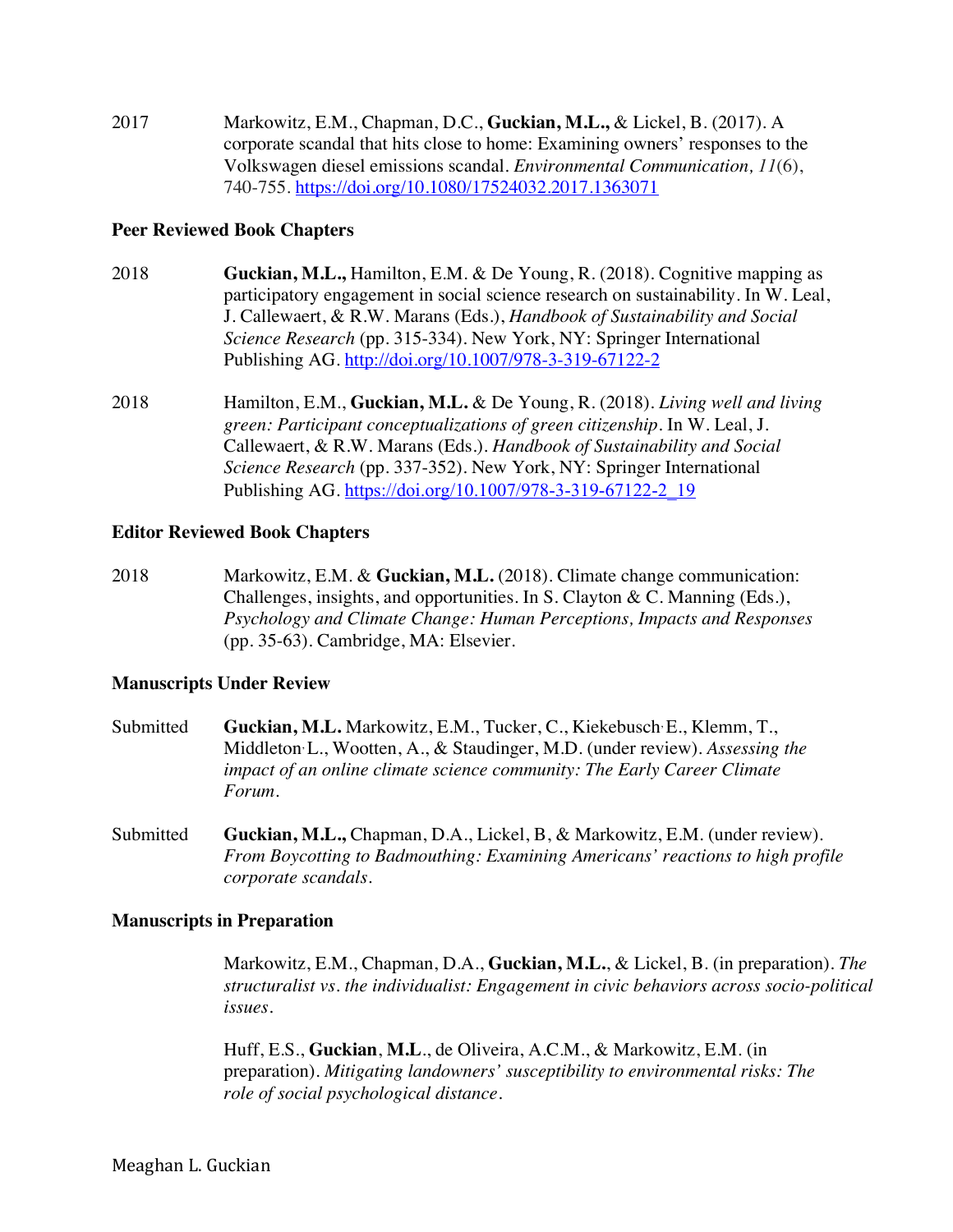2017 Markowitz, E.M., Chapman, D.C., **Guckian, M.L.,** & Lickel, B. (2017). A corporate scandal that hits close to home: Examining owners' responses to the Volkswagen diesel emissions scandal. *Environmental Communication, 11*(6), 740-755. https://doi.org/10.1080/17524032.2017.1363071

### Peer Reviewed Book Chapters

2018 **Guckian, M.L.,** Hamilton, E.M. & De Young, R. (2018). Cognitive mapping as participatory engagement in social science research on sustainability. In W. Leal, J. Callewaert, & R.W. Marans (Eds.), *Handbook of Sustainability and Social Science Research* (pp. 315-334). New York, NY: Springer International Publishing AG. http://doi.org/10.1007/978-3-319-67122-2

2018 Hamilton, E.M., **Guckian, M.L.** & De Young, R. (2018). *Living well and living green: Participant conceptualizations of green citizenship*. In W. Leal, J. Callewaert, & R.W. Marans (Eds.). *Handbook of Sustainability and Social Science Research* (pp. 337-352). New York, NY: Springer International Publishing AG. https://doi.org/10.1007/978-3-319-67122-2_19

### Editor Reviewed Book Chapters

2018 Markowitz, E.M. & **Guckian, M.L.** (2018). Climate change communication: Challenges, insights, and opportunities. In S. Clayton & C. Manning (Eds.), *Psychology and Climate Change: Human Perceptions, Impacts and Responses* (pp. 35-63). Cambridge, MA: Elsevier.

### Manuscripts Under Review

Submitted **Guckian, M.L.** Markowitz, E.M., Tucker, C., Kiekebusch, E., Klemm, T., Middleton, L., Wootten, A., & Staudinger, M.D. (under review). *Assessing the impact of an online climate science community: The Early Career Climate Forum*.

Submitted **Guckian, M.L.,** Chapman, D.A., Lickel, B, & Markowitz, E.M. (under review). *From Boycotting to Badmouthing: Examining Americans' reactions to high profile corporate scandals*.

### Manuscripts in Preparation

Markowitz, E.M., Chapman, D.A., **Guckian, M.L.**, & Lickel, B. (in preparation). *The structuralist vs. the individualist: Engagement in civic behaviors across socio-political issues*.

Huff, E.S., **Guckian**, **M.L**., de Oliveira, A.C.M., & Markowitz, E.M. (in preparation). *Mitigating landowners' susceptibility to environmental risks: The role of social psychological distance*.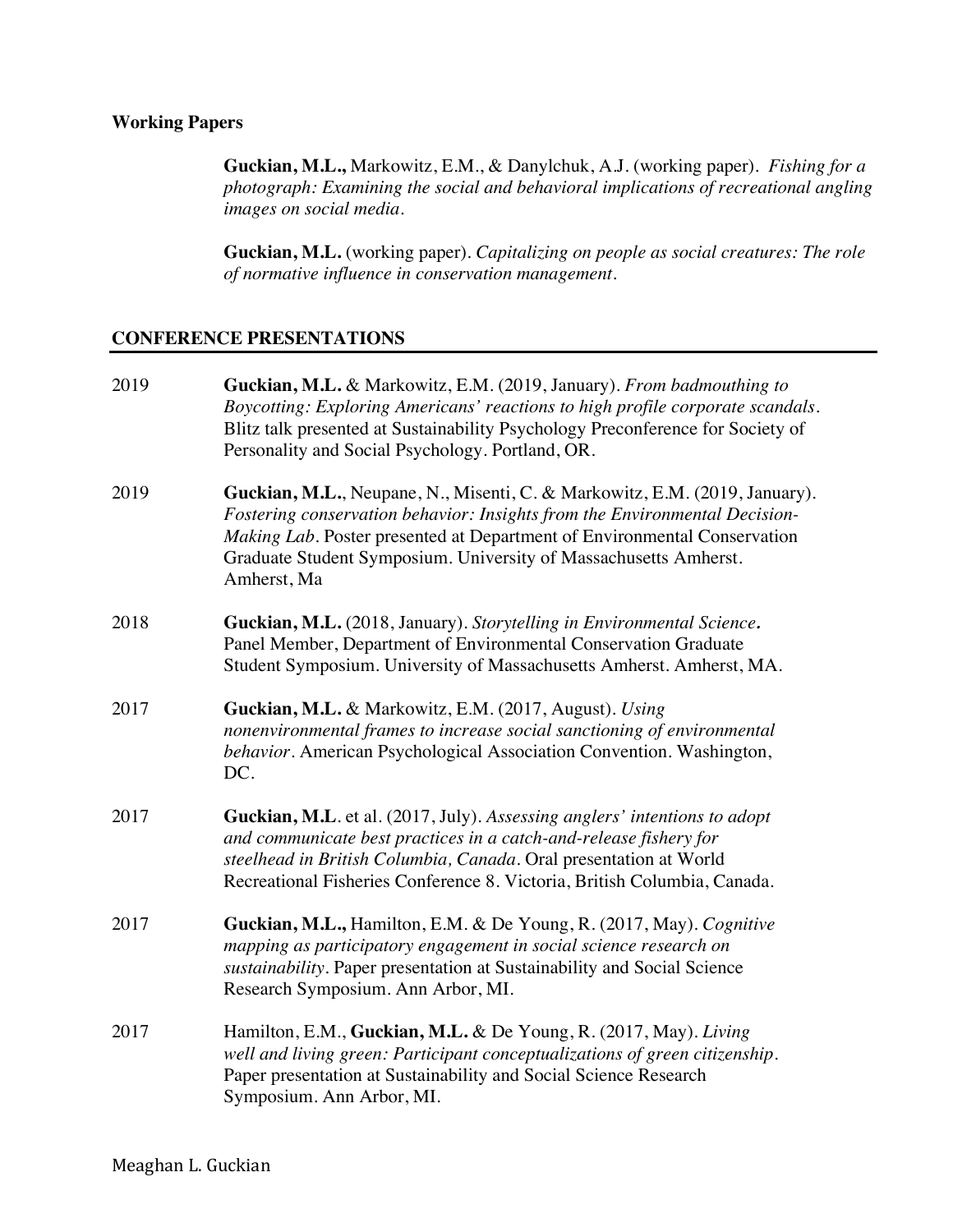### Working Papers

**Guckian, M.L.,** Markowitz, E.M., & Danylchuk, A.J. (working paper). *Fishing for a photograph: Examining the social and behavioral implications of recreational angling images on social media.*

**Guckian, M.L.** (working paper). *Capitalizing on people as social creatures: The role of normative influence in conservation management.*

## CONFERENCE PRESENTATIONS

2019 — **Guckian, M.L.** & Markowitz, E.M. (2019, January). *From badmouthing to Boycotting: Exploring Americans' reactions to high profile corporate scandals.* Blitz talk presented at Sustainability Psychology Preconference for Society of Personality and Social Psychology. Portland, OR.

2019 — **Guckian, M.L.**, Neupane, N., Misenti, C. & Markowitz, E.M. (2019, January). *Fostering conservation behavior: Insights from the Environmental Decision-Making Lab.* Poster presented at Department of Environmental Conservation Graduate Student Symposium. University of Massachusetts Amherst. Amherst, Ma

2018 — **Guckian, M.L.** (2018, January). *Storytelling in Environmental Science***.** Panel Member, Department of Environmental Conservation Graduate Student Symposium. University of Massachusetts Amherst. Amherst, MA.

2017 — **Guckian, M.L.** & Markowitz, E.M. (2017, August). *Using nonenvironmental frames to increase social sanctioning of environmental behavior.* American Psychological Association Convention. Washington, DC.

2017 — **Guckian, M.L**. et al. (2017, July). *Assessing anglers' intentions to adopt and communicate best practices in a catch-and-release fishery for steelhead in British Columbia, Canada.* Oral presentation at World Recreational Fisheries Conference 8. Victoria, British Columbia, Canada.

2017 — **Guckian, M.L.,** Hamilton, E.M. & De Young, R. (2017, May). *Cognitive mapping as participatory engagement in social science research on sustainability.* Paper presentation at Sustainability and Social Science Research Symposium. Ann Arbor, MI.

2017 — Hamilton, E.M., **Guckian, M.L.** & De Young, R. (2017, May). *Living well and living green: Participant conceptualizations of green citizenship.* Paper presentation at Sustainability and Social Science Research Symposium. Ann Arbor, MI.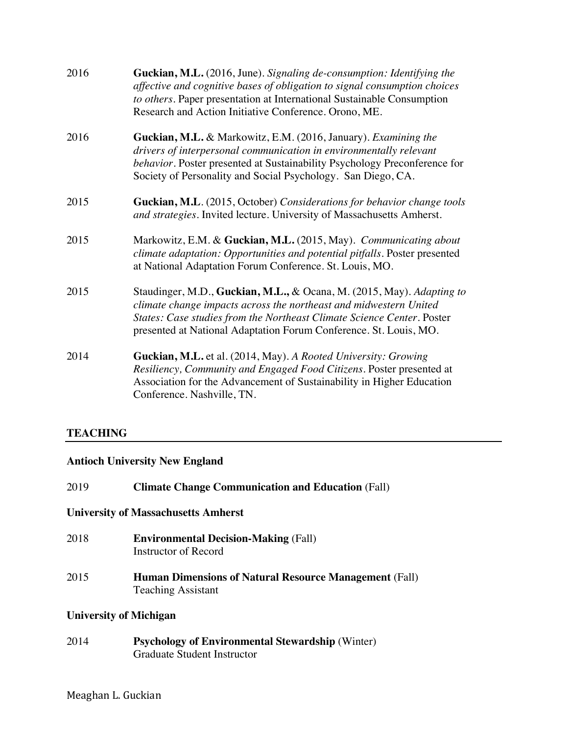2016 **Guckian, M.L.** (2016, June). *Signaling de-consumption: Identifying the affective and cognitive bases of obligation to signal consumption choices to others*. Paper presentation at International Sustainable Consumption Research and Action Initiative Conference. Orono, ME.

2016 **Guckian, M.L.** & Markowitz, E.M. (2016, January). *Examining the drivers of interpersonal communication in environmentally relevant behavior*. Poster presented at Sustainability Psychology Preconference for Society of Personality and Social Psychology. San Diego, CA.

2015 **Guckian, M.L**. (2015, October) *Considerations for behavior change tools and strategies*. Invited lecture. University of Massachusetts Amherst.

2015 Markowitz, E.M. & **Guckian, M.L.** (2015, May). *Communicating about climate adaptation: Opportunities and potential pitfalls*. Poster presented at National Adaptation Forum Conference. St. Louis, MO.

2015 Staudinger, M.D., **Guckian, M.L.,** & Ocana, M. (2015, May). *Adapting to climate change impacts across the northeast and midwestern United States: Case studies from the Northeast Climate Science Center*. Poster presented at National Adaptation Forum Conference. St. Louis, MO.

2014 **Guckian, M.L.** et al. (2014, May). *A Rooted University: Growing Resiliency, Community and Engaged Food Citizens*. Poster presented at Association for the Advancement of Sustainability in Higher Education Conference. Nashville, TN.

## TEACHING

### Antioch University New England

2019 **Climate Change Communication and Education** (Fall)

### University of Massachusetts Amherst

2018 **Environmental Decision-Making** (Fall)
Instructor of Record

2015 **Human Dimensions of Natural Resource Management** (Fall)
Teaching Assistant

### University of Michigan

2014 **Psychology of Environmental Stewardship** (Winter)
Graduate Student Instructor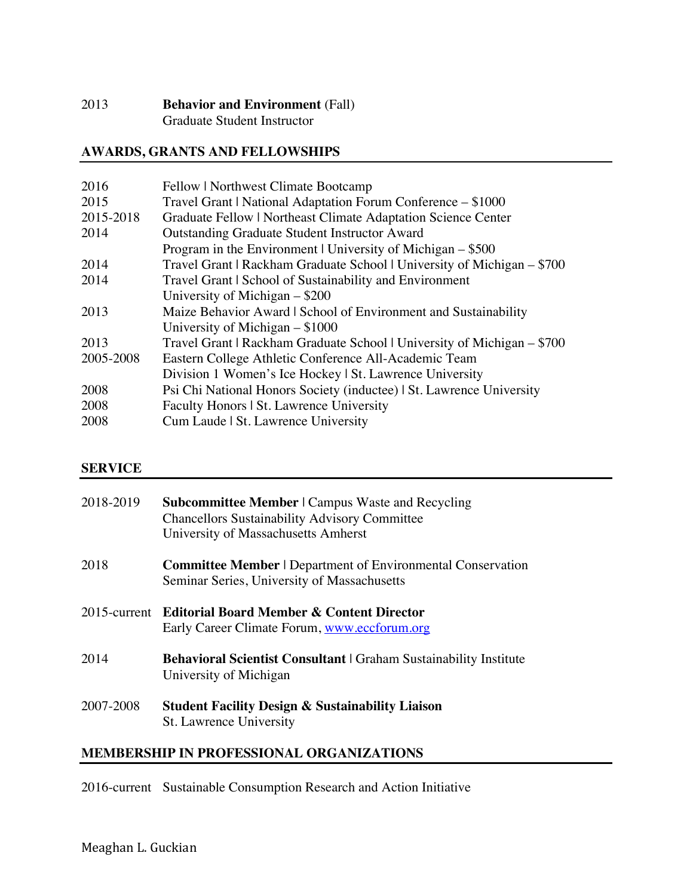2013 **Behavior and Environment** (Fall)
Graduate Student Instructor

## AWARDS, GRANTS AND FELLOWSHIPS

2016 Fellow | Northwest Climate Bootcamp

2015 Travel Grant | National Adaptation Forum Conference – $1000

2015-2018 Graduate Fellow | Northeast Climate Adaptation Science Center

2014 Outstanding Graduate Student Instructor Award
Program in the Environment | University of Michigan – $500

2014 Travel Grant | Rackham Graduate School | University of Michigan – $700

2014 Travel Grant | School of Sustainability and Environment
University of Michigan – $200

2013 Maize Behavior Award | School of Environment and Sustainability
University of Michigan – $1000

2013 Travel Grant | Rackham Graduate School | University of Michigan – $700

2005-2008 Eastern College Athletic Conference All-Academic Team
Division 1 Women's Ice Hockey | St. Lawrence University

2008 Psi Chi National Honors Society (inductee) | St. Lawrence University

2008 Faculty Honors | St. Lawrence University

2008 Cum Laude | St. Lawrence University

## SERVICE

2018-2019 **Subcommittee Member** | Campus Waste and Recycling
Chancellors Sustainability Advisory Committee
University of Massachusetts Amherst

2018 **Committee Member** | Department of Environmental Conservation
Seminar Series, University of Massachusetts

2015-current **Editorial Board Member & Content Director**
Early Career Climate Forum, [www.eccforum.org](http://www.eccforum.org)

2014 **Behavioral Scientist Consultant** | Graham Sustainability Institute
University of Michigan

2007-2008 **Student Facility Design & Sustainability Liaison**
St. Lawrence University

## MEMBERSHIP IN PROFESSIONAL ORGANIZATIONS

2016-current Sustainable Consumption Research and Action Initiative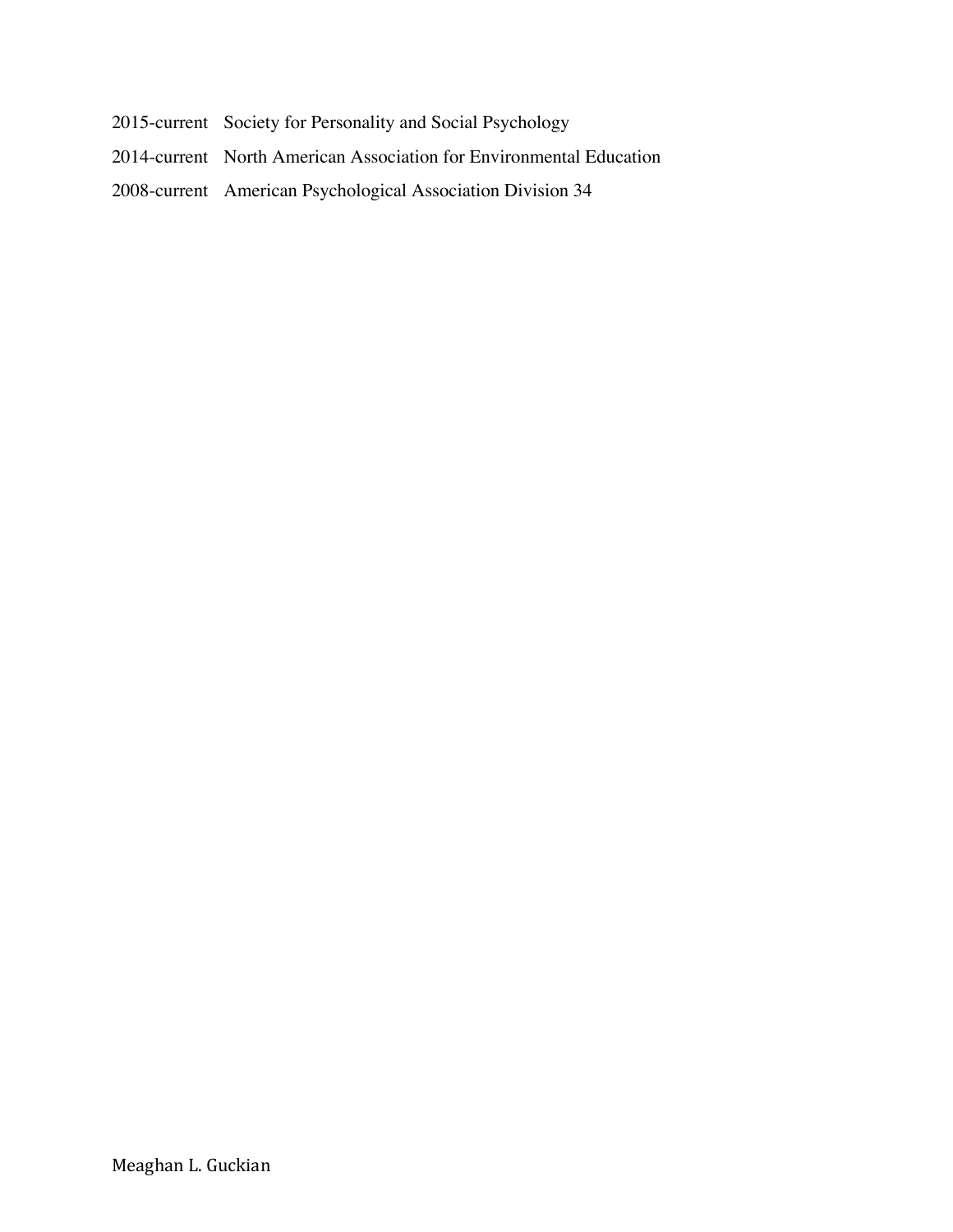2015-current Society for Personality and Social Psychology

2014-current North American Association for Environmental Education

2008-current American Psychological Association Division 34